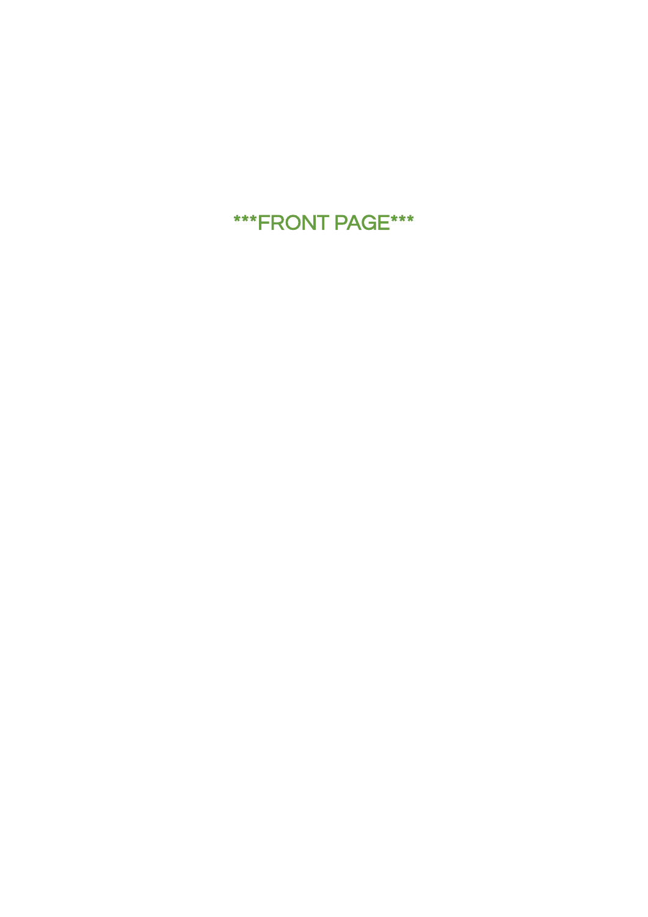***FRONT PAGE***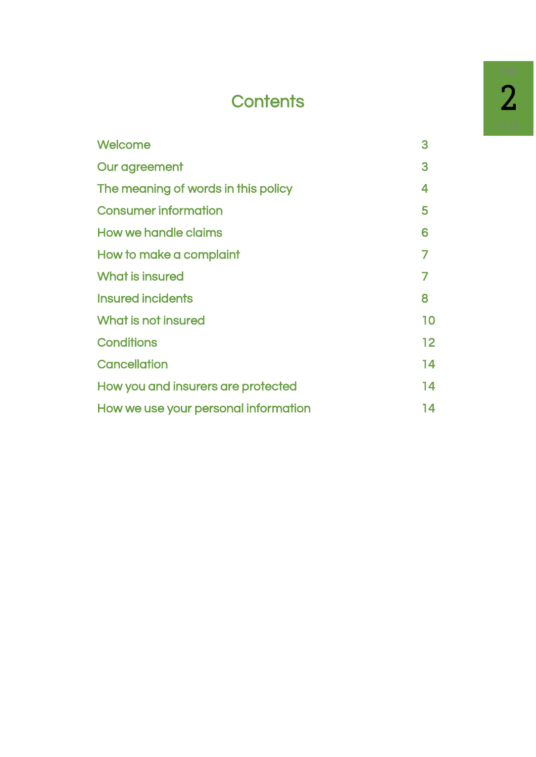# Contents

| | |
|---|---|
| Welcome | 3 |
| Our agreement | 3 |
| The meaning of words in this policy | 4 |
| Consumer information | 5 |
| How we handle claims | 6 |
| How to make a complaint | 7 |
| What is insured | 7 |
| Insured incidents | 8 |
| What is not insured | 10 |
| Conditions | 12 |
| Cancellation | 14 |
| How you and insurers are protected | 14 |
| How we use your personal information | 14 |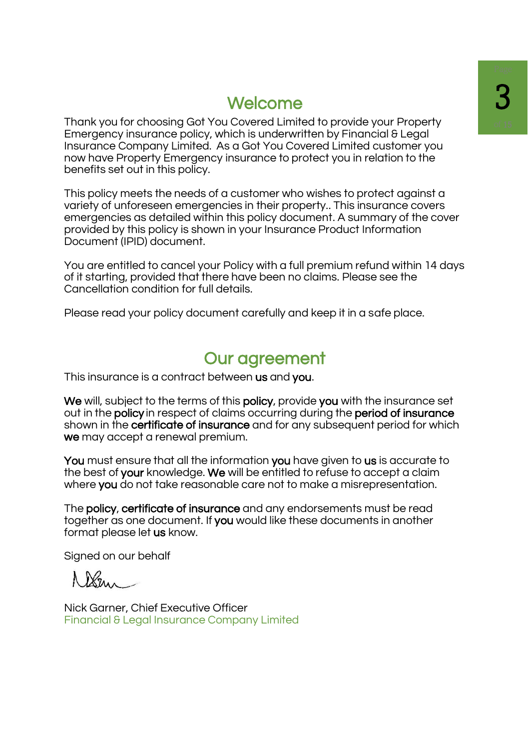## Welcome

Thank you for choosing Got You Covered Limited to provide your Property Emergency insurance policy, which is underwritten by Financial & Legal Insurance Company Limited. As a Got You Covered Limited customer you now have Property Emergency insurance to protect you in relation to the benefits set out in this policy.

This policy meets the needs of a customer who wishes to protect against a variety of unforeseen emergencies in their property.. This insurance covers emergencies as detailed within this policy document. A summary of the cover provided by this policy is shown in your Insurance Product Information Document (IPID) document.

You are entitled to cancel your Policy with a full premium refund within 14 days of it starting, provided that there have been no claims. Please see the Cancellation condition for full details.

Please read your policy document carefully and keep it in a safe place.

## Our agreement

This insurance is a contract between **us** and **you**.

**We** will, subject to the terms of this **policy**, provide **you** with the insurance set out in the **policy** in respect of claims occurring during the **period of insurance** shown in the **certificate of insurance** and for any subsequent period for which **we** may accept a renewal premium.

**You** must ensure that all the information **you** have given to **us** is accurate to the best of **your** knowledge. **We** will be entitled to refuse to accept a claim where **you** do not take reasonable care not to make a misrepresentation.

The **policy**, **certificate of insurance** and any endorsements must be read together as one document. If **you** would like these documents in another format please let **us** know.

Signed on our behalf

Nick Garner, Chief Executive Officer
Financial & Legal Insurance Company Limited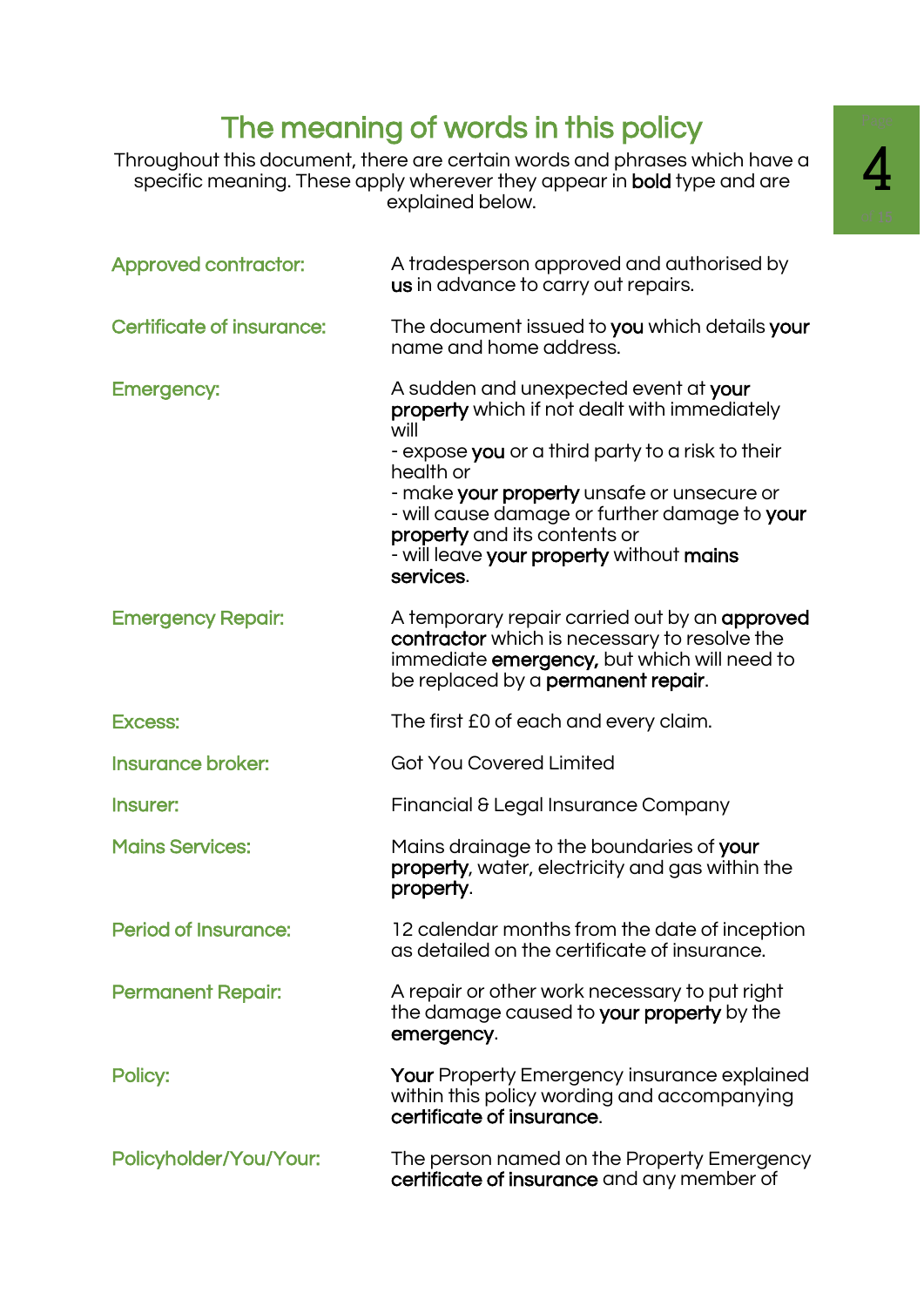# The meaning of words in this policy

Throughout this document, there are certain words and phrases which have a specific meaning. These apply wherever they appear in **bold** type and are explained below.

**Approved contractor:** A tradesperson approved and authorised by **us** in advance to carry out repairs.

**Certificate of insurance:** The document issued to **you** which details **your** name and home address.

**Emergency:** A sudden and unexpected event at **your property** which if not dealt with immediately will
- expose **you** or a third party to a risk to their health or
- make **your property** unsafe or unsecure or
- will cause damage or further damage to **your property** and its contents or
- will leave **your property** without **mains services**.

**Emergency Repair:** A temporary repair carried out by an **approved contractor** which is necessary to resolve the immediate **emergency,** but which will need to be replaced by a **permanent repair**.

**Excess:** The first £0 of each and every claim.

**Insurance broker:** Got You Covered Limited

**Insurer:** Financial & Legal Insurance Company

**Mains Services:** Mains drainage to the boundaries of **your property**, water, electricity and gas within the **property**.

**Period of Insurance:** 12 calendar months from the date of inception as detailed on the certificate of insurance.

**Permanent Repair:** A repair or other work necessary to put right the damage caused to **your property** by the **emergency**.

**Policy:** **Your** Property Emergency insurance explained within this policy wording and accompanying **certificate of insurance**.

**Policyholder/You/Your:** The person named on the Property Emergency **certificate of insurance** and any member of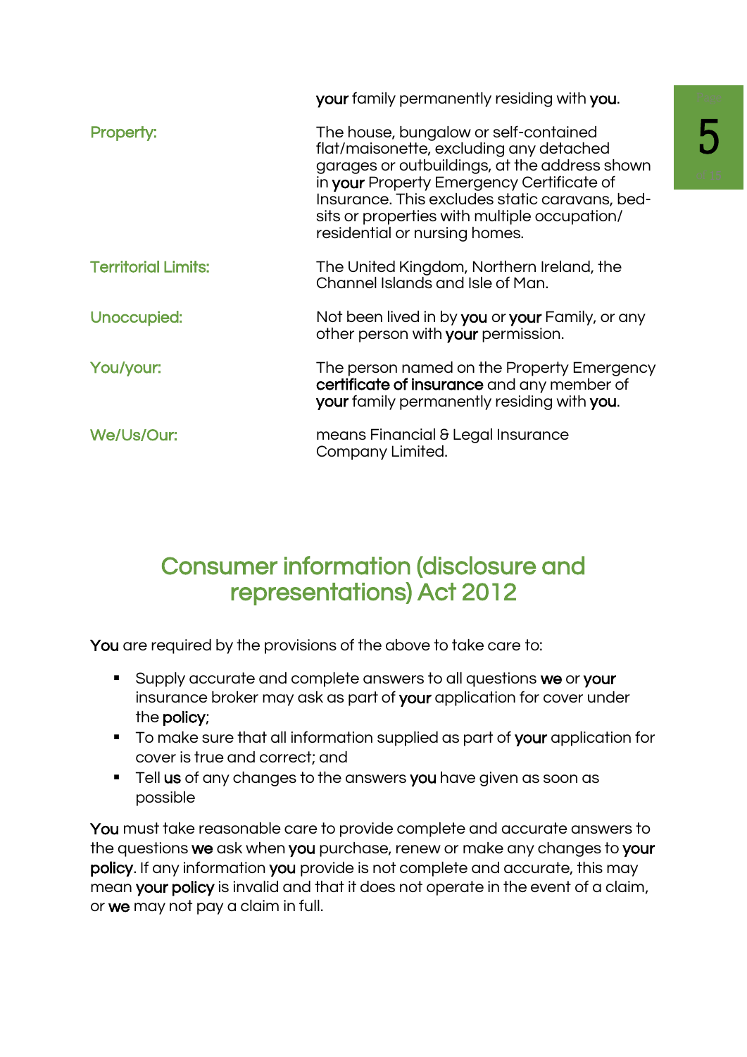| | |
|---|---|
| | **your** family permanently residing with **you**. |
| Property: | The house, bungalow or self-contained flat/maisonette, excluding any detached garages or outbuildings, at the address shown in **your** Property Emergency Certificate of Insurance. This excludes static caravans, bed-sits or properties with multiple occupation/ residential or nursing homes. |
| Territorial Limits: | The United Kingdom, Northern Ireland, the Channel Islands and Isle of Man. |
| Unoccupied: | Not been lived in by **you** or **your** Family, or any other person with **your** permission. |
| You/your: | The person named on the Property Emergency **certificate of insurance** and any member of **your** family permanently residing with **you**. |
| We/Us/Our: | means Financial & Legal Insurance Company Limited. |

## Consumer information (disclosure and representations) Act 2012

**You** are required by the provisions of the above to take care to:

- Supply accurate and complete answers to all questions **we** or **your** insurance broker may ask as part of **your** application for cover under the **policy**;
- To make sure that all information supplied as part of **your** application for cover is true and correct; and
- Tell **us** of any changes to the answers **you** have given as soon as possible

**You** must take reasonable care to provide complete and accurate answers to the questions **we** ask when **you** purchase, renew or make any changes to **your policy**. If any information **you** provide is not complete and accurate, this may mean **your policy** is invalid and that it does not operate in the event of a claim, or **we** may not pay a claim in full.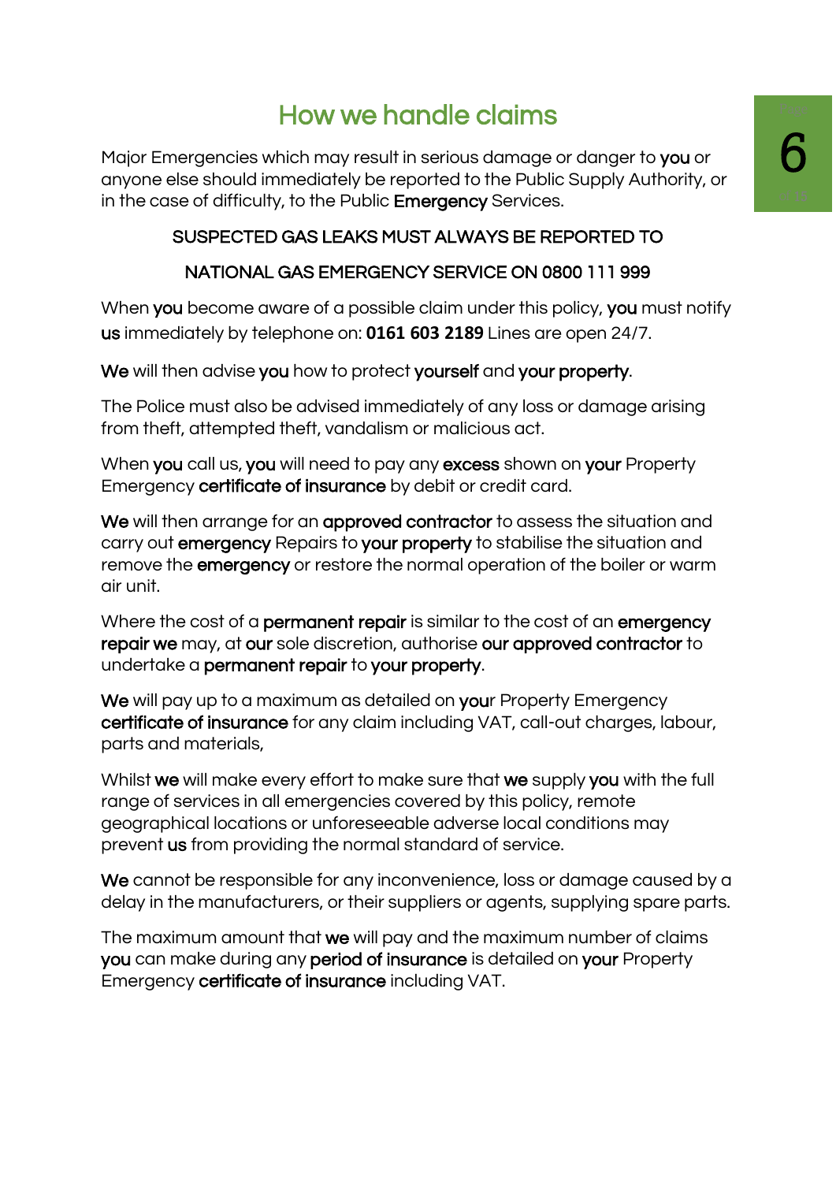# How we handle claims

Major Emergencies which may result in serious damage or danger to you or anyone else should immediately be reported to the Public Supply Authority, or in the case of difficulty, to the Public Emergency Services.

SUSPECTED GAS LEAKS MUST ALWAYS BE REPORTED TO

NATIONAL GAS EMERGENCY SERVICE ON 0800 111 999

When you become aware of a possible claim under this policy, you must notify us immediately by telephone on: **0161 603 2189** Lines are open 24/7.

We will then advise you how to protect yourself and your property.

The Police must also be advised immediately of any loss or damage arising from theft, attempted theft, vandalism or malicious act.

When you call us, you will need to pay any excess shown on your Property Emergency certificate of insurance by debit or credit card.

We will then arrange for an approved contractor to assess the situation and carry out emergency Repairs to your property to stabilise the situation and remove the emergency or restore the normal operation of the boiler or warm air unit.

Where the cost of a permanent repair is similar to the cost of an emergency repair we may, at our sole discretion, authorise our approved contractor to undertake a permanent repair to your property.

We will pay up to a maximum as detailed on your Property Emergency certificate of insurance for any claim including VAT, call-out charges, labour, parts and materials,

Whilst we will make every effort to make sure that we supply you with the full range of services in all emergencies covered by this policy, remote geographical locations or unforeseeable adverse local conditions may prevent us from providing the normal standard of service.

We cannot be responsible for any inconvenience, loss or damage caused by a delay in the manufacturers, or their suppliers or agents, supplying spare parts.

The maximum amount that we will pay and the maximum number of claims you can make during any period of insurance is detailed on your Property Emergency certificate of insurance including VAT.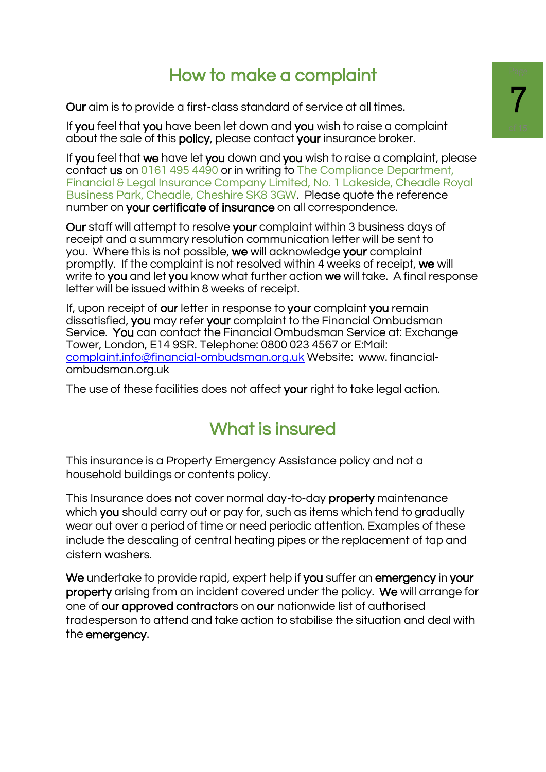## How to make a complaint

**Our** aim is to provide a first-class standard of service at all times.

If **you** feel that **you** have been let down and **you** wish to raise a complaint about the sale of this **policy**, please contact **your** insurance broker.

If **you** feel that **we** have let **you** down and **you** wish to raise a complaint, please contact **us** on 0161 495 4490 or in writing to The Compliance Department, Financial & Legal Insurance Company Limited, No. 1 Lakeside, Cheadle Royal Business Park, Cheadle, Cheshire SK8 3GW. Please quote the reference number on **your certificate of insurance** on all correspondence.

**Our** staff will attempt to resolve **your** complaint within 3 business days of receipt and a summary resolution communication letter will be sent to you. Where this is not possible, **we** will acknowledge **your** complaint promptly. If the complaint is not resolved within 4 weeks of receipt, **we** will write to **you** and let **you** know what further action **we** will take. A final response letter will be issued within 8 weeks of receipt.

If, upon receipt of **our** letter in response to **your** complaint **you** remain dissatisfied, **you** may refer **your** complaint to the Financial Ombudsman Service. **You** can contact the Financial Ombudsman Service at: Exchange Tower, London, E14 9SR. Telephone: 0800 023 4567 or E:Mail: complaint.info@financial-ombudsman.org.uk Website: www. financial-ombudsman.org.uk

The use of these facilities does not affect **your** right to take legal action.

## What is insured

This insurance is a Property Emergency Assistance policy and not a household buildings or contents policy.

This Insurance does not cover normal day-to-day **property** maintenance which **you** should carry out or pay for, such as items which tend to gradually wear out over a period of time or need periodic attention. Examples of these include the descaling of central heating pipes or the replacement of tap and cistern washers.

**We** undertake to provide rapid, expert help if **you** suffer an **emergency** in **your property** arising from an incident covered under the policy. **We** will arrange for one of **our approved contractor**s on **our** nationwide list of authorised tradesperson to attend and take action to stabilise the situation and deal with the **emergency**.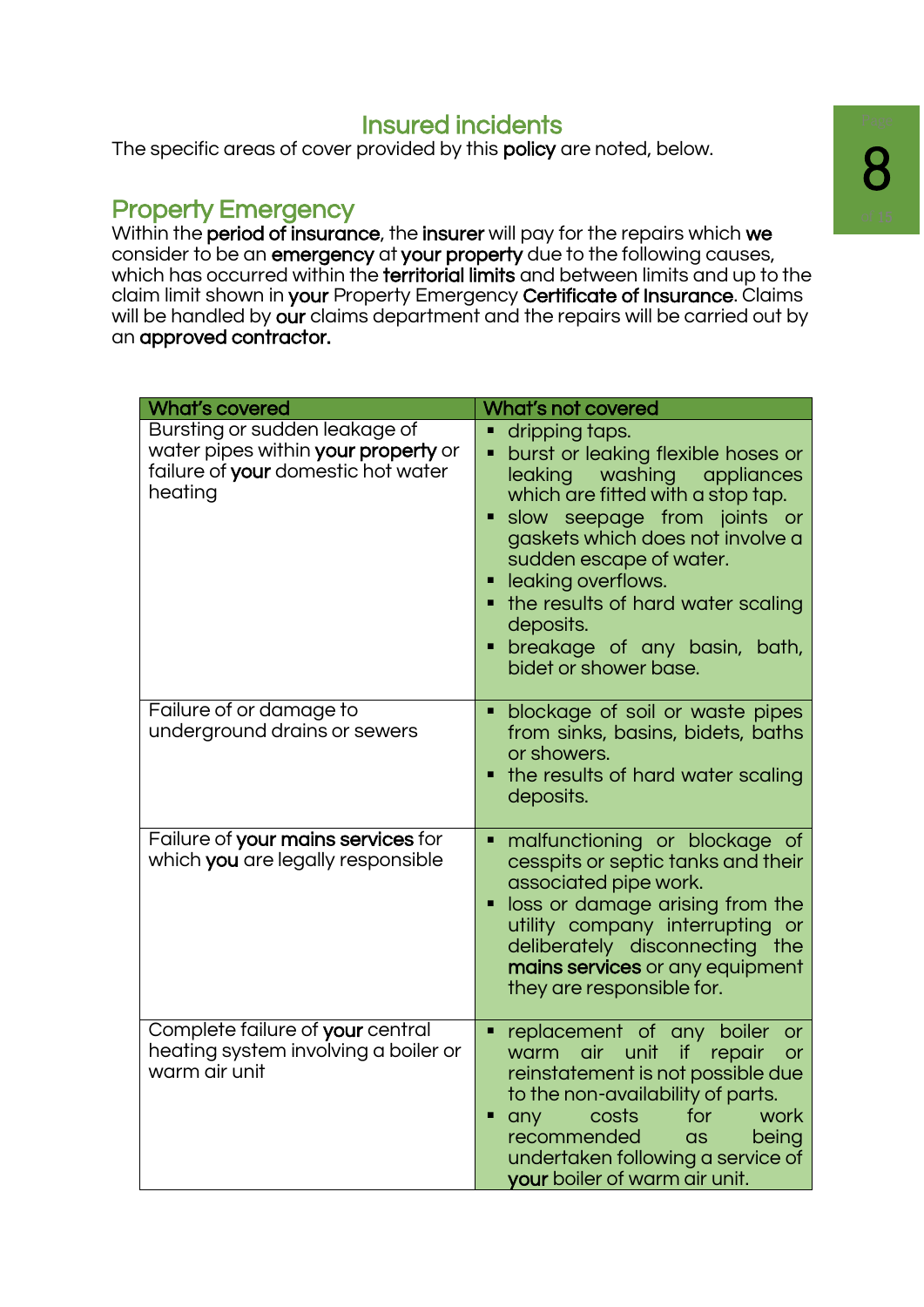# Insured incidents

The specific areas of cover provided by this **policy** are noted, below.

## Property Emergency

Within the **period of insurance**, the **insurer** will pay for the repairs which **we** consider to be an **emergency** at **your property** due to the following causes, which has occurred within the **territorial limits** and between limits and up to the claim limit shown in **your** Property Emergency **Certificate of Insurance**. Claims will be handled by **our** claims department and the repairs will be carried out by an **approved contractor.**

| What's covered | What's not covered |
|---|---|
| Bursting or sudden leakage of water pipes within **your property** or failure of **your** domestic hot water heating | ▪ dripping taps.<br>▪ burst or leaking flexible hoses or leaking washing appliances which are fitted with a stop tap.<br>▪ slow seepage from joints or gaskets which does not involve a sudden escape of water.<br>▪ leaking overflows.<br>▪ the results of hard water scaling deposits.<br>▪ breakage of any basin, bath, bidet or shower base. |
| Failure of or damage to underground drains or sewers | ▪ blockage of soil or waste pipes from sinks, basins, bidets, baths or showers.<br>▪ the results of hard water scaling deposits. |
| Failure of **your mains services** for which **you** are legally responsible | ▪ malfunctioning or blockage of cesspits or septic tanks and their associated pipe work.<br>▪ loss or damage arising from the utility company interrupting or deliberately disconnecting the **mains services** or any equipment they are responsible for. |
| Complete failure of **your** central heating system involving a boiler or warm air unit | ▪ replacement of any boiler or warm air unit if repair or reinstatement is not possible due to the non-availability of parts.<br>▪ any costs for work recommended as being undertaken following a service of **your** boiler of warm air unit. |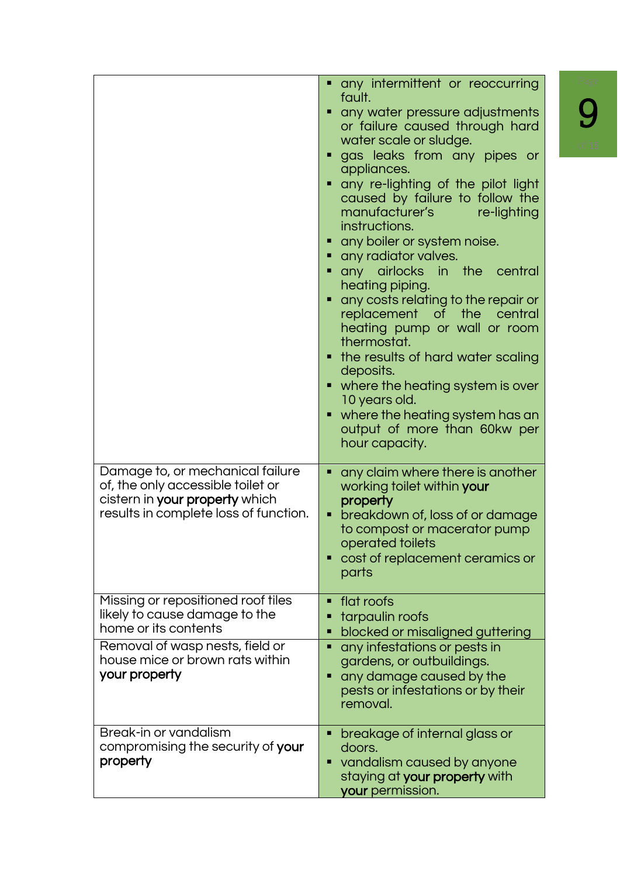| | |
|---|---|
| | ▪ any intermittent or reoccurring fault.<br>▪ any water pressure adjustments or failure caused through hard water scale or sludge.<br>▪ gas leaks from any pipes or appliances.<br>▪ any re-lighting of the pilot light caused by failure to follow the manufacturer's re-lighting instructions.<br>▪ any boiler or system noise.<br>▪ any radiator valves.<br>▪ any airlocks in the central heating piping.<br>▪ any costs relating to the repair or replacement of the central heating pump or wall or room thermostat.<br>▪ the results of hard water scaling deposits.<br>▪ where the heating system is over 10 years old.<br>▪ where the heating system has an output of more than 60kw per hour capacity. |
| Damage to, or mechanical failure of, the only accessible toilet or cistern in **your property** which results in complete loss of function. | ▪ any claim where there is another working toilet within **your property**<br>▪ breakdown of, loss of or damage to compost or macerator pump operated toilets<br>▪ cost of replacement ceramics or parts |
| Missing or repositioned roof tiles likely to cause damage to the home or its contents | ▪ flat roofs<br>▪ tarpaulin roofs<br>▪ blocked or misaligned guttering |
| Removal of wasp nests, field or house mice or brown rats within **your property** | ▪ any infestations or pests in gardens, or outbuildings.<br>▪ any damage caused by the pests or infestations or by their removal. |
| Break-in or vandalism compromising the security of **your property** | ▪ breakage of internal glass or doors.<br>▪ vandalism caused by anyone staying at **your property** with **your** permission. |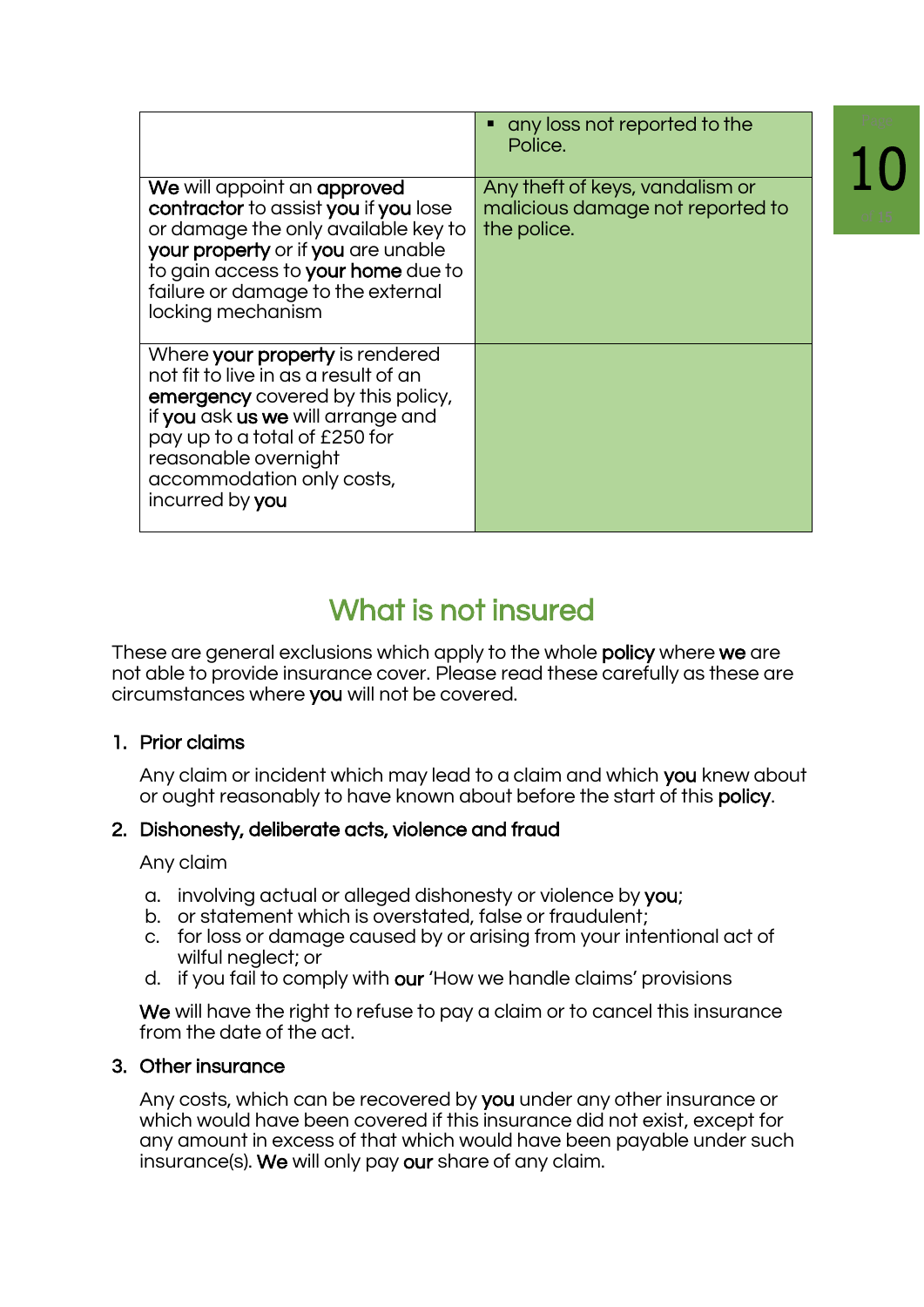| | |
|---|---|
| | ▪ any loss not reported to the Police. |
| **We** will appoint an **approved contractor** to assist **you** if **you** lose or damage the only available key to **your property** or if **you** are unable to gain access to **your home** due to failure or damage to the external locking mechanism | Any theft of keys, vandalism or malicious damage not reported to the police. |
| Where **your property** is rendered not fit to live in as a result of an **emergency** covered by this policy, if **you** ask **us we** will arrange and pay up to a total of £250 for reasonable overnight accommodation only costs, incurred by **you** | |

## What is not insured

These are general exclusions which apply to the whole **policy** where **we** are not able to provide insurance cover. Please read these carefully as these are circumstances where **you** will not be covered.

1. **Prior claims**

   Any claim or incident which may lead to a claim and which **you** knew about or ought reasonably to have known about before the start of this **policy**.

2. **Dishonesty, deliberate acts, violence and fraud**

   Any claim

   a. involving actual or alleged dishonesty or violence by **you**;
   b. or statement which is overstated, false or fraudulent;
   c. for loss or damage caused by or arising from your intentional act of wilful neglect; or
   d. if you fail to comply with **our** 'How we handle claims' provisions

   **We** will have the right to refuse to pay a claim or to cancel this insurance from the date of the act.

3. **Other insurance**

   Any costs, which can be recovered by **you** under any other insurance or which would have been covered if this insurance did not exist, except for any amount in excess of that which would have been payable under such insurance(s). **We** will only pay **our** share of any claim.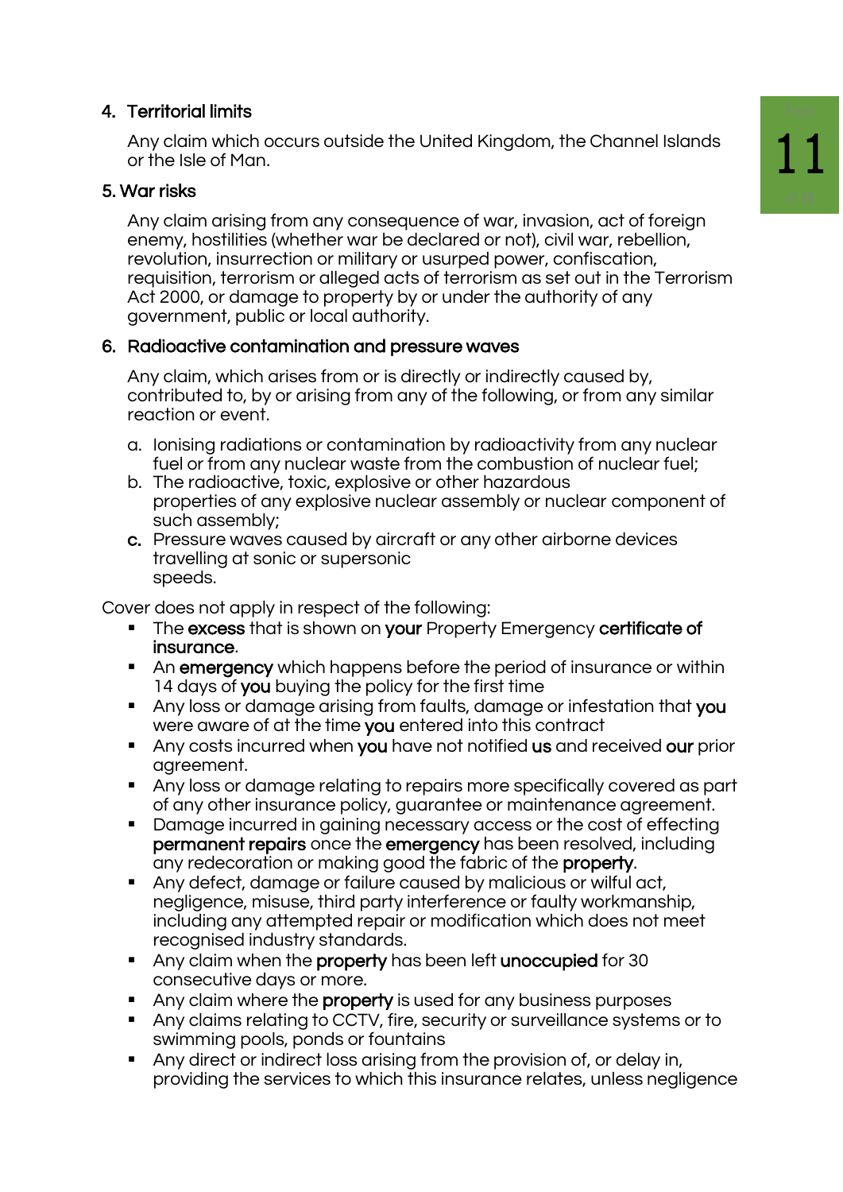4. Territorial limits

   Any claim which occurs outside the United Kingdom, the Channel Islands or the Isle of Man.

5. War risks

   Any claim arising from any consequence of war, invasion, act of foreign enemy, hostilities (whether war be declared or not), civil war, rebellion, revolution, insurrection or military or usurped power, confiscation, requisition, terrorism or alleged acts of terrorism as set out in the Terrorism Act 2000, or damage to property by or under the authority of any government, public or local authority.

6. Radioactive contamination and pressure waves

   Any claim, which arises from or is directly or indirectly caused by, contributed to, by or arising from any of the following, or from any similar reaction or event.

   a. Ionising radiations or contamination by radioactivity from any nuclear fuel or from any nuclear waste from the combustion of nuclear fuel;
   b. The radioactive, toxic, explosive or other hazardous properties of any explosive nuclear assembly or nuclear component of such assembly;
   c. Pressure waves caused by aircraft or any other airborne devices travelling at sonic or supersonic speeds.

Cover does not apply in respect of the following:

- The **excess** that is shown on **your** Property Emergency **certificate of insurance**.
- An **emergency** which happens before the period of insurance or within 14 days of **you** buying the policy for the first time
- Any loss or damage arising from faults, damage or infestation that **you** were aware of at the time **you** entered into this contract
- Any costs incurred when **you** have not notified **us** and received **our** prior agreement.
- Any loss or damage relating to repairs more specifically covered as part of any other insurance policy, guarantee or maintenance agreement.
- Damage incurred in gaining necessary access or the cost of effecting **permanent repairs** once the **emergency** has been resolved, including any redecoration or making good the fabric of the **property**.
- Any defect, damage or failure caused by malicious or wilful act, negligence, misuse, third party interference or faulty workmanship, including any attempted repair or modification which does not meet recognised industry standards.
- Any claim when the **property** has been left **unoccupied** for 30 consecutive days or more.
- Any claim where the **property** is used for any business purposes
- Any claims relating to CCTV, fire, security or surveillance systems or to swimming pools, ponds or fountains
- Any direct or indirect loss arising from the provision of, or delay in, providing the services to which this insurance relates, unless negligence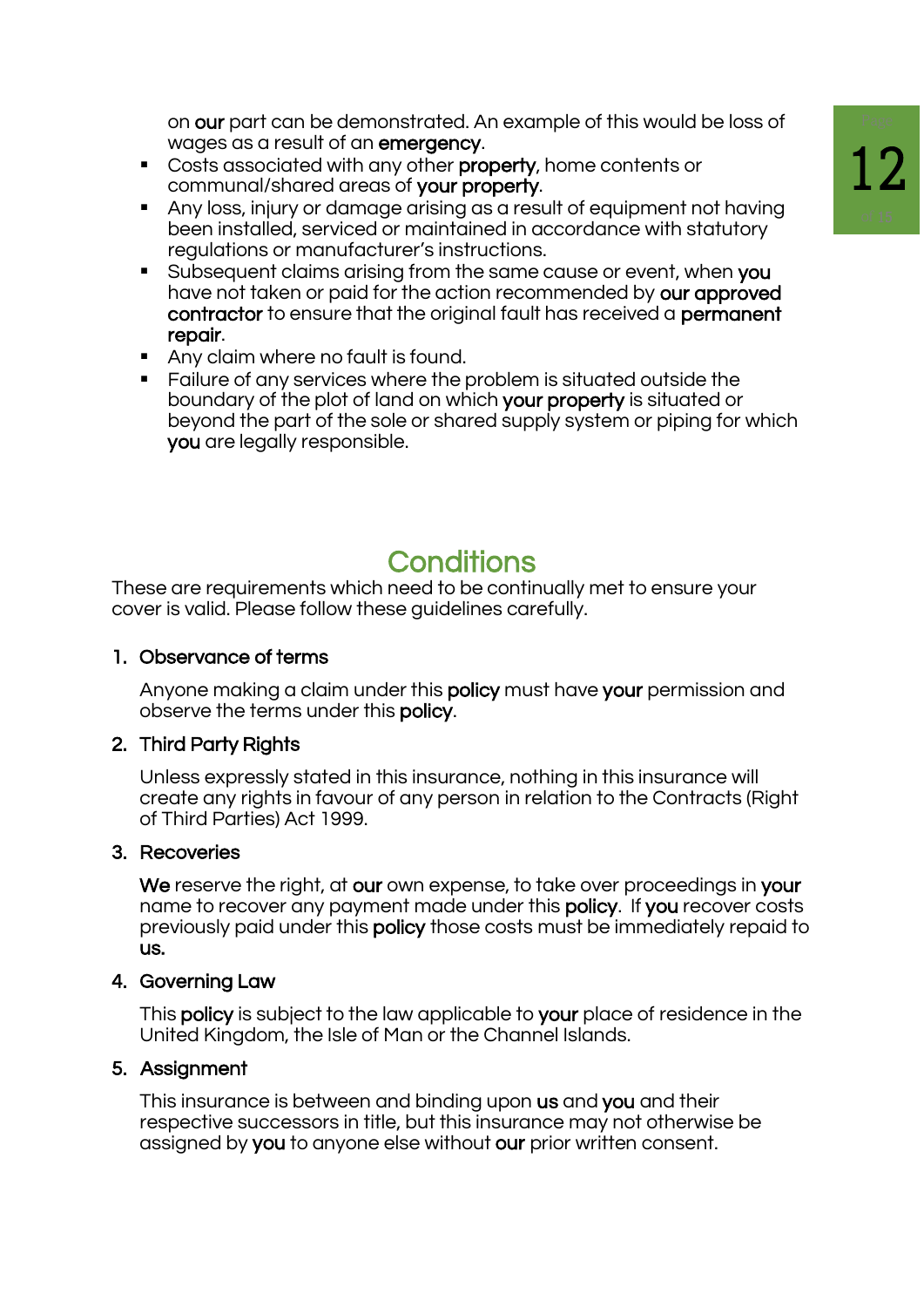on **our** part can be demonstrated. An example of this would be loss of wages as a result of an **emergency**.

- Costs associated with any other **property**, home contents or communal/shared areas of **your property**.
- Any loss, injury or damage arising as a result of equipment not having been installed, serviced or maintained in accordance with statutory regulations or manufacturer's instructions.
- Subsequent claims arising from the same cause or event, when **you** have not taken or paid for the action recommended by **our approved contractor** to ensure that the original fault has received a **permanent repair**.
- Any claim where no fault is found.
- Failure of any services where the problem is situated outside the boundary of the plot of land on which **your property** is situated or beyond the part of the sole or shared supply system or piping for which **you** are legally responsible.

## Conditions

These are requirements which need to be continually met to ensure your cover is valid. Please follow these guidelines carefully.

1. **Observance of terms**

   Anyone making a claim under this **policy** must have **your** permission and observe the terms under this **policy**.

2. **Third Party Rights**

   Unless expressly stated in this insurance, nothing in this insurance will create any rights in favour of any person in relation to the Contracts (Right of Third Parties) Act 1999.

3. **Recoveries**

   **We** reserve the right, at **our** own expense, to take over proceedings in **your** name to recover any payment made under this **policy**. If **you** recover costs previously paid under this **policy** those costs must be immediately repaid to **us.**

4. **Governing Law**

   This **policy** is subject to the law applicable to **your** place of residence in the United Kingdom, the Isle of Man or the Channel Islands.

5. **Assignment**

   This insurance is between and binding upon **us** and **you** and their respective successors in title, but this insurance may not otherwise be assigned by **you** to anyone else without **our** prior written consent.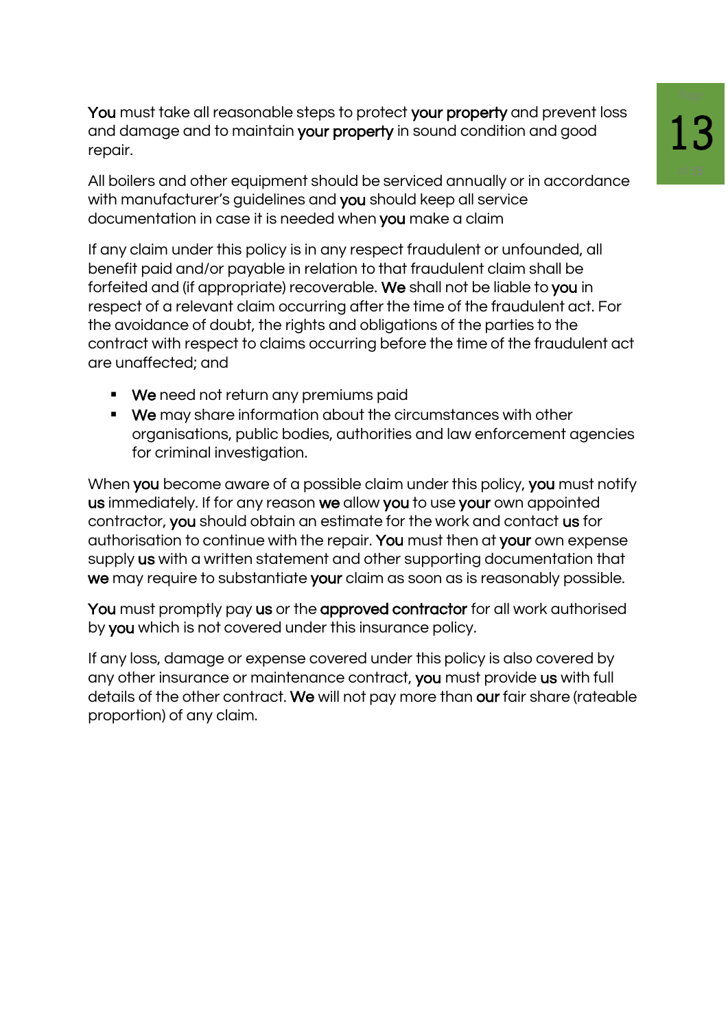**You** must take all reasonable steps to protect **your property** and prevent loss and damage and to maintain **your property** in sound condition and good repair.

All boilers and other equipment should be serviced annually or in accordance with manufacturer's guidelines and **you** should keep all service documentation in case it is needed when **you** make a claim

If any claim under this policy is in any respect fraudulent or unfounded, all benefit paid and/or payable in relation to that fraudulent claim shall be forfeited and (if appropriate) recoverable. **We** shall not be liable to **you** in respect of a relevant claim occurring after the time of the fraudulent act. For the avoidance of doubt, the rights and obligations of the parties to the contract with respect to claims occurring before the time of the fraudulent act are unaffected; and

- **We** need not return any premiums paid
- **We** may share information about the circumstances with other organisations, public bodies, authorities and law enforcement agencies for criminal investigation.

When **you** become aware of a possible claim under this policy, **you** must notify **us** immediately. If for any reason **we** allow **you** to use **your** own appointed contractor, **you** should obtain an estimate for the work and contact **us** for authorisation to continue with the repair. **You** must then at **your** own expense supply **us** with a written statement and other supporting documentation that **we** may require to substantiate **your** claim as soon as is reasonably possible.

**You** must promptly pay **us** or the **approved contractor** for all work authorised by **you** which is not covered under this insurance policy.

If any loss, damage or expense covered under this policy is also covered by any other insurance or maintenance contract, **you** must provide **us** with full details of the other contract. **We** will not pay more than **our** fair share (rateable proportion) of any claim.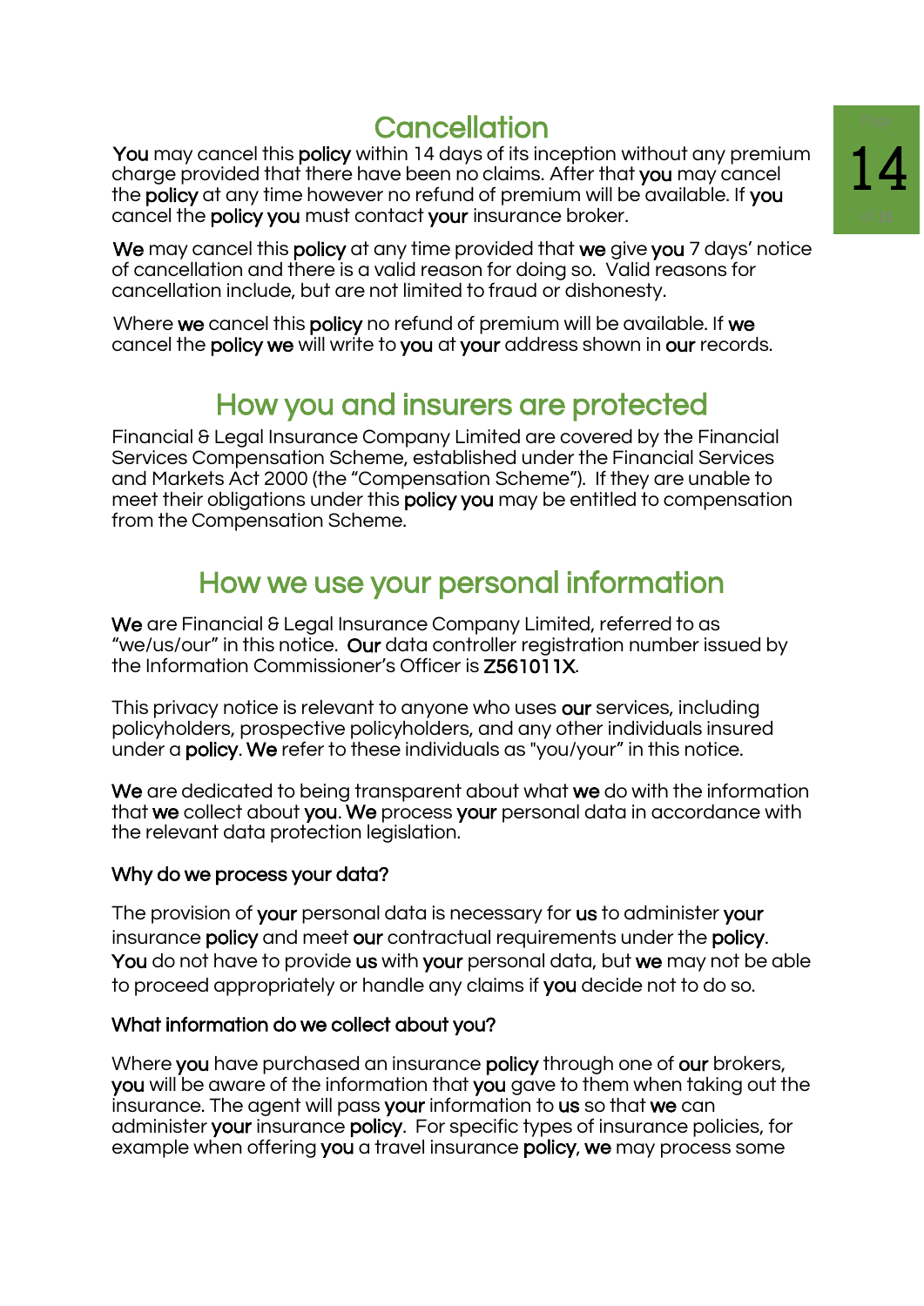## Cancellation

**You** may cancel this **policy** within 14 days of its inception without any premium charge provided that there have been no claims. After that **you** may cancel the **policy** at any time however no refund of premium will be available. If **you** cancel the **policy you** must contact **your** insurance broker.

**We** may cancel this **policy** at any time provided that **we** give **you** 7 days' notice of cancellation and there is a valid reason for doing so. Valid reasons for cancellation include, but are not limited to fraud or dishonesty.

Where **we** cancel this **policy** no refund of premium will be available. If **we** cancel the **policy we** will write to **you** at **your** address shown in **our** records.

## How you and insurers are protected

Financial & Legal Insurance Company Limited are covered by the Financial Services Compensation Scheme, established under the Financial Services and Markets Act 2000 (the "Compensation Scheme"). If they are unable to meet their obligations under this **policy you** may be entitled to compensation from the Compensation Scheme.

## How we use your personal information

**We** are Financial & Legal Insurance Company Limited, referred to as "we/us/our" in this notice. **Our** data controller registration number issued by the Information Commissioner's Officer is **Z561011X**.

This privacy notice is relevant to anyone who uses **our** services, including policyholders, prospective policyholders, and any other individuals insured under a **policy**. **We** refer to these individuals as "you/your" in this notice.

**We** are dedicated to being transparent about what **we** do with the information that **we** collect about **you**. **We** process **your** personal data in accordance with the relevant data protection legislation.

### Why do we process your data?

The provision of **your** personal data is necessary for **us** to administer **your** insurance **policy** and meet **our** contractual requirements under the **policy**. **You** do not have to provide **us** with **your** personal data, but **we** may not be able to proceed appropriately or handle any claims if **you** decide not to do so.

### What information do we collect about you?

Where **you** have purchased an insurance **policy** through one of **our** brokers, **you** will be aware of the information that **you** gave to them when taking out the insurance. The agent will pass **your** information to **us** so that **we** can administer **your** insurance **policy**. For specific types of insurance policies, for example when offering **you** a travel insurance **policy**, **we** may process some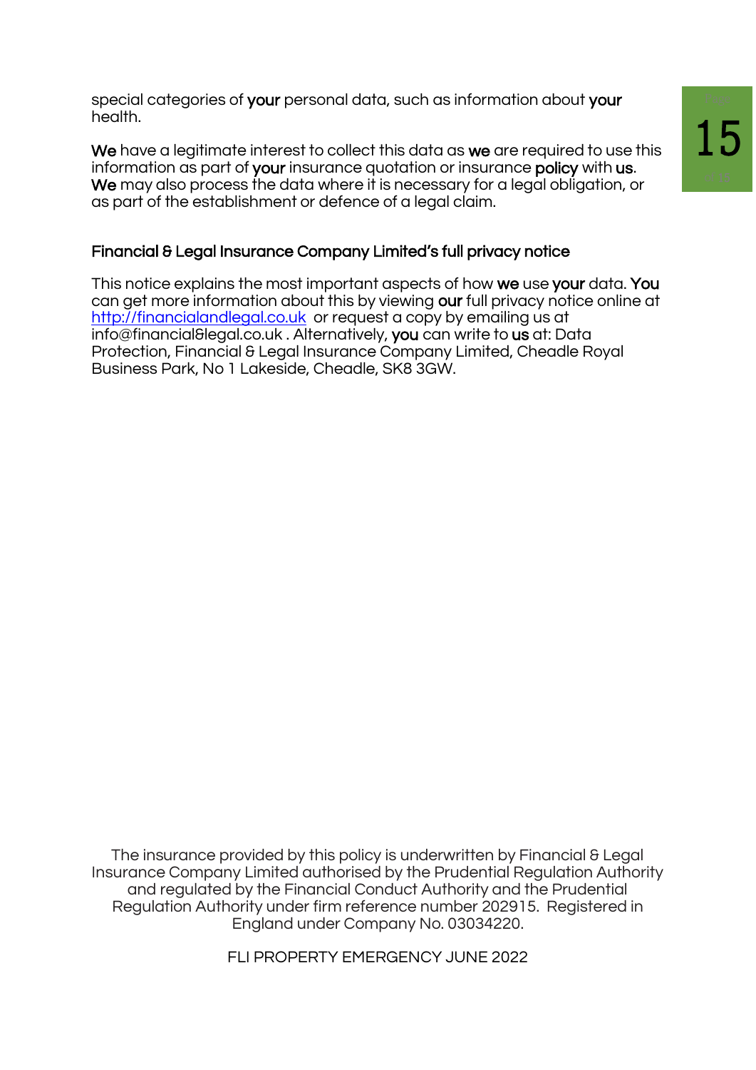special categories of **your** personal data, such as information about **your** health.

**We** have a legitimate interest to collect this data as **we** are required to use this information as part of **your** insurance quotation or insurance **policy** with **us**. **We** may also process the data where it is necessary for a legal obligation, or as part of the establishment or defence of a legal claim.

### Financial & Legal Insurance Company Limited's full privacy notice

This notice explains the most important aspects of how **we** use **your** data. **You** can get more information about this by viewing **our** full privacy notice online at [http://financialandlegal.co.uk](http://financialandlegal.co.uk) or request a copy by emailing us at info@financial&legal.co.uk . Alternatively, **you** can write to **us** at: Data Protection, Financial & Legal Insurance Company Limited, Cheadle Royal Business Park, No 1 Lakeside, Cheadle, SK8 3GW.

The insurance provided by this policy is underwritten by Financial & Legal Insurance Company Limited authorised by the Prudential Regulation Authority and regulated by the Financial Conduct Authority and the Prudential Regulation Authority under firm reference number 202915. Registered in England under Company No. 03034220.

FLI PROPERTY EMERGENCY JUNE 2022